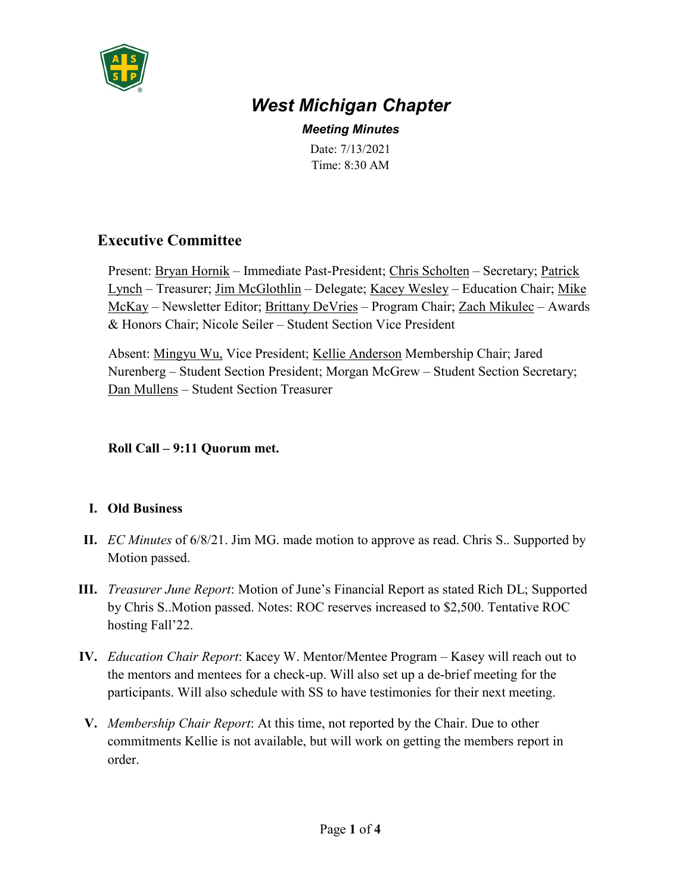# *West Michigan Chapter*

***Meeting Minutes***

Date: 7/13/2021
Time: 8:30 AM

## Executive Committee

Present: Bryan Hornik – Immediate Past-President; Chris Scholten – Secretary; Patrick Lynch – Treasurer; Jim McGlothlin – Delegate; Kacey Wesley – Education Chair; Mike McKay – Newsletter Editor; Brittany DeVries – Program Chair; Zach Mikulec – Awards & Honors Chair; Nicole Seiler – Student Section Vice President

Absent: Mingyu Wu, Vice President; Kellie Anderson Membership Chair; Jared Nurenberg – Student Section President; Morgan McGrew – Student Section Secretary; Dan Mullens – Student Section Treasurer

**Roll Call – 9:11 Quorum met.**

I. **Old Business**

II. *EC Minutes* of 6/8/21. Jim MG. made motion to approve as read. Chris S.. Supported by Motion passed.

III. *Treasurer June Report*: Motion of June's Financial Report as stated Rich DL; Supported by Chris S..Motion passed. Notes: ROC reserves increased to $2,500. Tentative ROC hosting Fall'22.

IV. *Education Chair Report*: Kacey W. Mentor/Mentee Program – Kasey will reach out to the mentors and mentees for a check-up. Will also set up a de-brief meeting for the participants. Will also schedule with SS to have testimonies for their next meeting.

V. *Membership Chair Report*: At this time, not reported by the Chair. Due to other commitments Kellie is not available, but will work on getting the members report in order.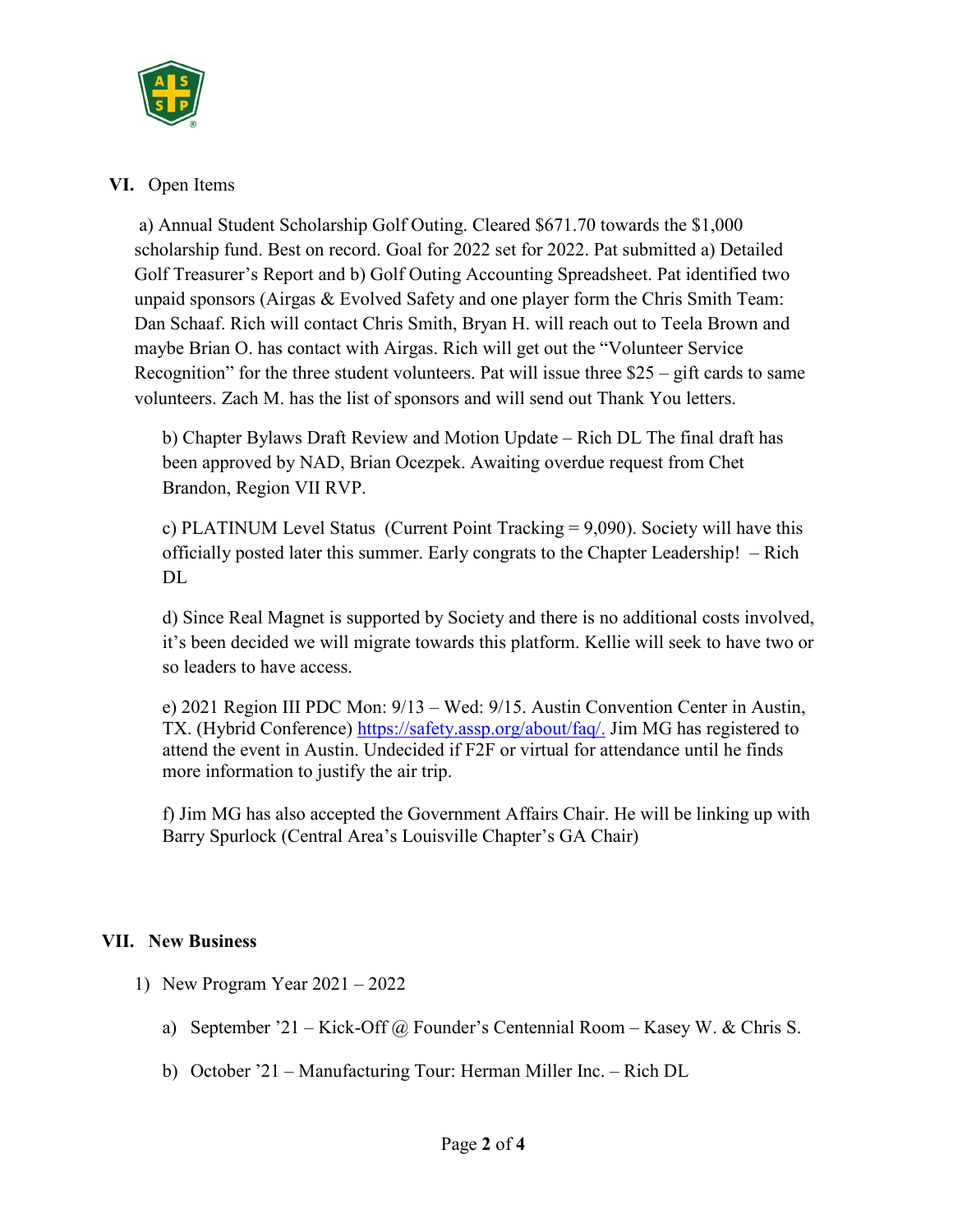## VI. Open Items

a) Annual Student Scholarship Golf Outing. Cleared $671.70 towards the $1,000 scholarship fund. Best on record. Goal for 2022 set for 2022. Pat submitted a) Detailed Golf Treasurer's Report and b) Golf Outing Accounting Spreadsheet. Pat identified two unpaid sponsors (Airgas & Evolved Safety and one player form the Chris Smith Team: Dan Schaaf. Rich will contact Chris Smith, Bryan H. will reach out to Teela Brown and maybe Brian O. has contact with Airgas. Rich will get out the "Volunteer Service Recognition" for the three student volunteers. Pat will issue three $25 – gift cards to same volunteers. Zach M. has the list of sponsors and will send out Thank You letters.

b) Chapter Bylaws Draft Review and Motion Update – Rich DL The final draft has been approved by NAD, Brian Ocezpek. Awaiting overdue request from Chet Brandon, Region VII RVP.

c) PLATINUM Level Status (Current Point Tracking = 9,090). Society will have this officially posted later this summer. Early congrats to the Chapter Leadership! – Rich DL

d) Since Real Magnet is supported by Society and there is no additional costs involved, it's been decided we will migrate towards this platform. Kellie will seek to have two or so leaders to have access.

e) 2021 Region III PDC Mon: 9/13 – Wed: 9/15. Austin Convention Center in Austin, TX. (Hybrid Conference) https://safety.assp.org/about/faq/. Jim MG has registered to attend the event in Austin. Undecided if F2F or virtual for attendance until he finds more information to justify the air trip.

f) Jim MG has also accepted the Government Affairs Chair. He will be linking up with Barry Spurlock (Central Area's Louisville Chapter's GA Chair)

## VII. New Business

1) New Program Year 2021 – 2022

   a) September '21 – Kick-Off @ Founder's Centennial Room – Kasey W. & Chris S.

   b) October '21 – Manufacturing Tour: Herman Miller Inc. – Rich DL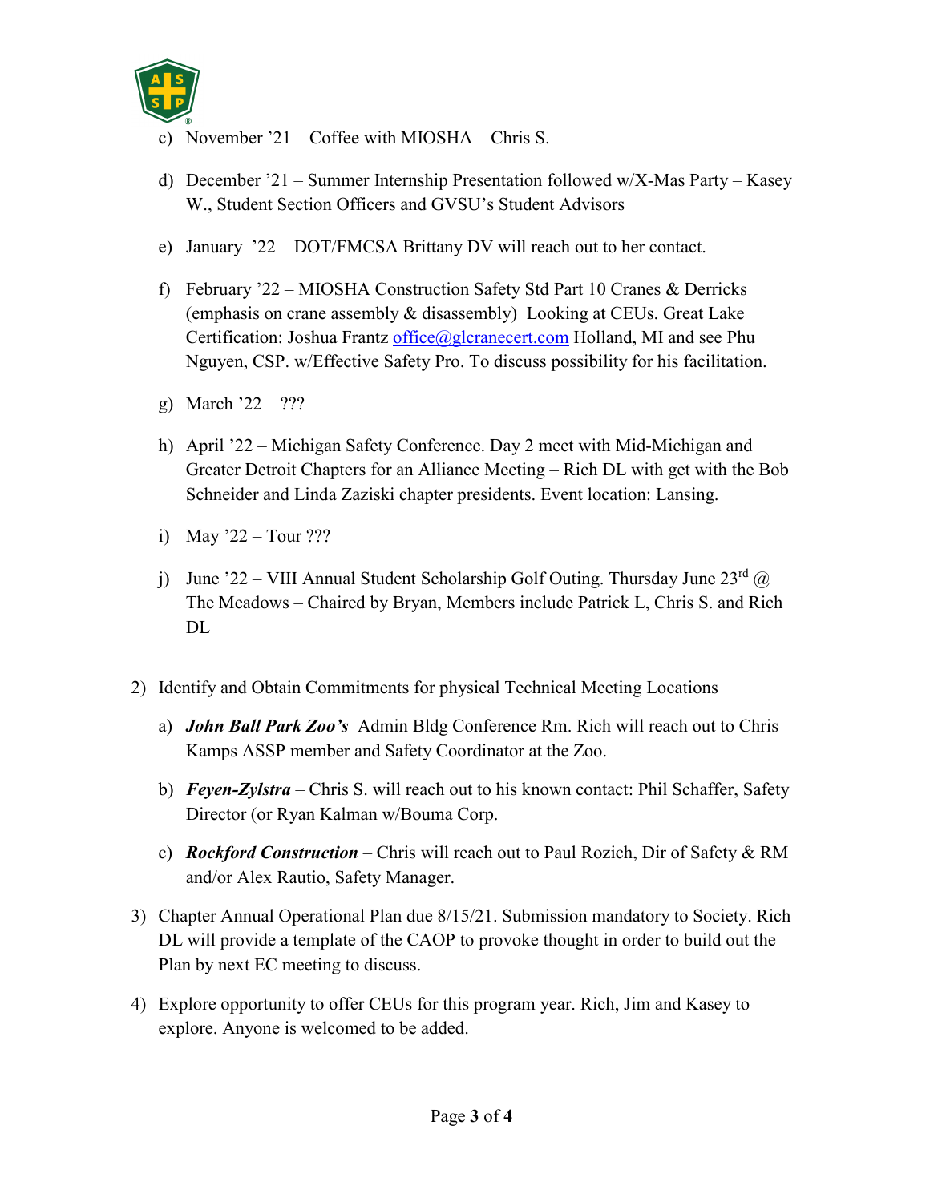c) November '21 – Coffee with MIOSHA – Chris S.

d) December '21 – Summer Internship Presentation followed w/X-Mas Party – Kasey W., Student Section Officers and GVSU's Student Advisors

e) January '22 – DOT/FMCSA Brittany DV will reach out to her contact.

f) February '22 – MIOSHA Construction Safety Std Part 10 Cranes & Derricks (emphasis on crane assembly & disassembly) Looking at CEUs. Great Lake Certification: Joshua Frantz office@glcranecert.com Holland, MI and see Phu Nguyen, CSP. w/Effective Safety Pro. To discuss possibility for his facilitation.

g) March '22 – ???

h) April '22 – Michigan Safety Conference. Day 2 meet with Mid-Michigan and Greater Detroit Chapters for an Alliance Meeting – Rich DL with get with the Bob Schneider and Linda Zaziski chapter presidents. Event location: Lansing.

i) May '22 – Tour ???

j) June '22 – VIII Annual Student Scholarship Golf Outing. Thursday June 23rd @ The Meadows – Chaired by Bryan, Members include Patrick L, Chris S. and Rich DL

2) Identify and Obtain Commitments for physical Technical Meeting Locations

   a) ***John Ball Park Zoo's*** Admin Bldg Conference Rm. Rich will reach out to Chris Kamps ASSP member and Safety Coordinator at the Zoo.

   b) ***Feyen-Zylstra*** – Chris S. will reach out to his known contact: Phil Schaffer, Safety Director (or Ryan Kalman w/Bouma Corp.

   c) ***Rockford Construction*** – Chris will reach out to Paul Rozich, Dir of Safety & RM and/or Alex Rautio, Safety Manager.

3) Chapter Annual Operational Plan due 8/15/21. Submission mandatory to Society. Rich DL will provide a template of the CAOP to provoke thought in order to build out the Plan by next EC meeting to discuss.

4) Explore opportunity to offer CEUs for this program year. Rich, Jim and Kasey to explore. Anyone is welcomed to be added.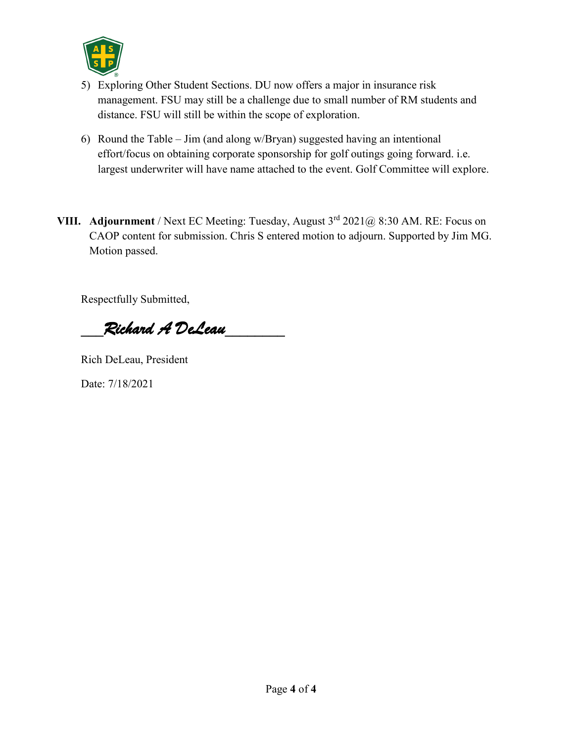5) Exploring Other Student Sections. DU now offers a major in insurance risk management. FSU may still be a challenge due to small number of RM students and distance. FSU will still be within the scope of exploration.

6) Round the Table – Jim (and along w/Bryan) suggested having an intentional effort/focus on obtaining corporate sponsorship for golf outings going forward. i.e. largest underwriter will have name attached to the event. Golf Committee will explore.

**VIII. Adjournment** / Next EC Meeting: Tuesday, August 3rd 2021@ 8:30 AM. RE: Focus on CAOP content for submission. Chris S entered motion to adjourn. Supported by Jim MG. Motion passed.

Respectfully Submitted,

___*Richard A DeLeau*________

Rich DeLeau, President

Date: 7/18/2021